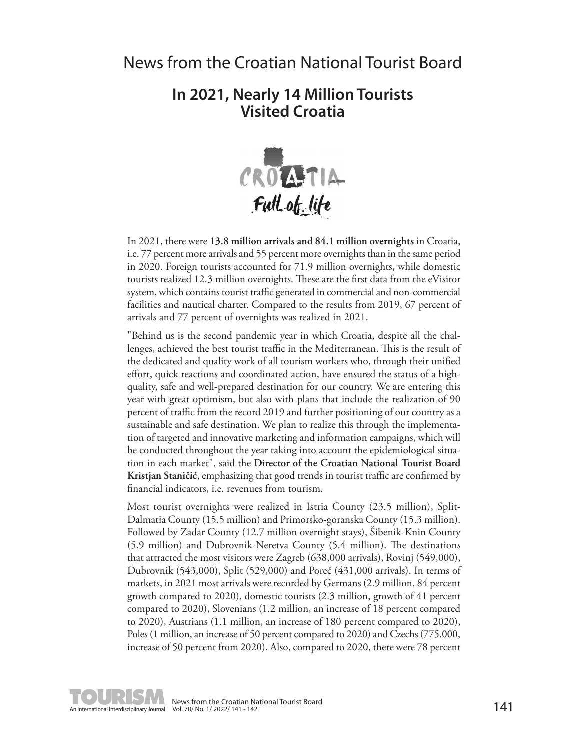# News from the Croatian National Tourist Board

## In 2021, Nearly 14 Million Tourists Visited Croatia

In 2021, there were **13.8 million arrivals and 84.1 million overnights** in Croatia, i.e. 77 percent more arrivals and 55 percent more overnights than in the same period in 2020. Foreign tourists accounted for 71.9 million overnights, while domestic tourists realized 12.3 million overnights. These are the first data from the eVisitor system, which contains tourist traffic generated in commercial and non-commercial facilities and nautical charter. Compared to the results from 2019, 67 percent of arrivals and 77 percent of overnights was realized in 2021.

"Behind us is the second pandemic year in which Croatia, despite all the challenges, achieved the best tourist traffic in the Mediterranean. This is the result of the dedicated and quality work of all tourism workers who, through their unified effort, quick reactions and coordinated action, have ensured the status of a high-quality, safe and well-prepared destination for our country. We are entering this year with great optimism, but also with plans that include the realization of 90 percent of traffic from the record 2019 and further positioning of our country as a sustainable and safe destination. We plan to realize this through the implementation of targeted and innovative marketing and information campaigns, which will be conducted throughout the year taking into account the epidemiological situation in each market", said the **Director of the Croatian National Tourist Board Kristjan Staničić**, emphasizing that good trends in tourist traffic are confirmed by financial indicators, i.e. revenues from tourism.

Most tourist overnights were realized in Istria County (23.5 million), Split-Dalmatia County (15.5 million) and Primorsko-goranska County (15.3 million). Followed by Zadar County (12.7 million overnight stays), Šibenik-Knin County (5.9 million) and Dubrovnik-Neretva County (5.4 million). The destinations that attracted the most visitors were Zagreb (638,000 arrivals), Rovinj (549,000), Dubrovnik (543,000), Split (529,000) and Poreč (431,000 arrivals). In terms of markets, in 2021 most arrivals were recorded by Germans (2.9 million, 84 percent growth compared to 2020), domestic tourists (2.3 million, growth of 41 percent compared to 2020), Slovenians (1.2 million, an increase of 18 percent compared to 2020), Austrians (1.1 million, an increase of 180 percent compared to 2020), Poles (1 million, an increase of 50 percent compared to 2020) and Czechs (775,000, increase of 50 percent from 2020). Also, compared to 2020, there were 78 percent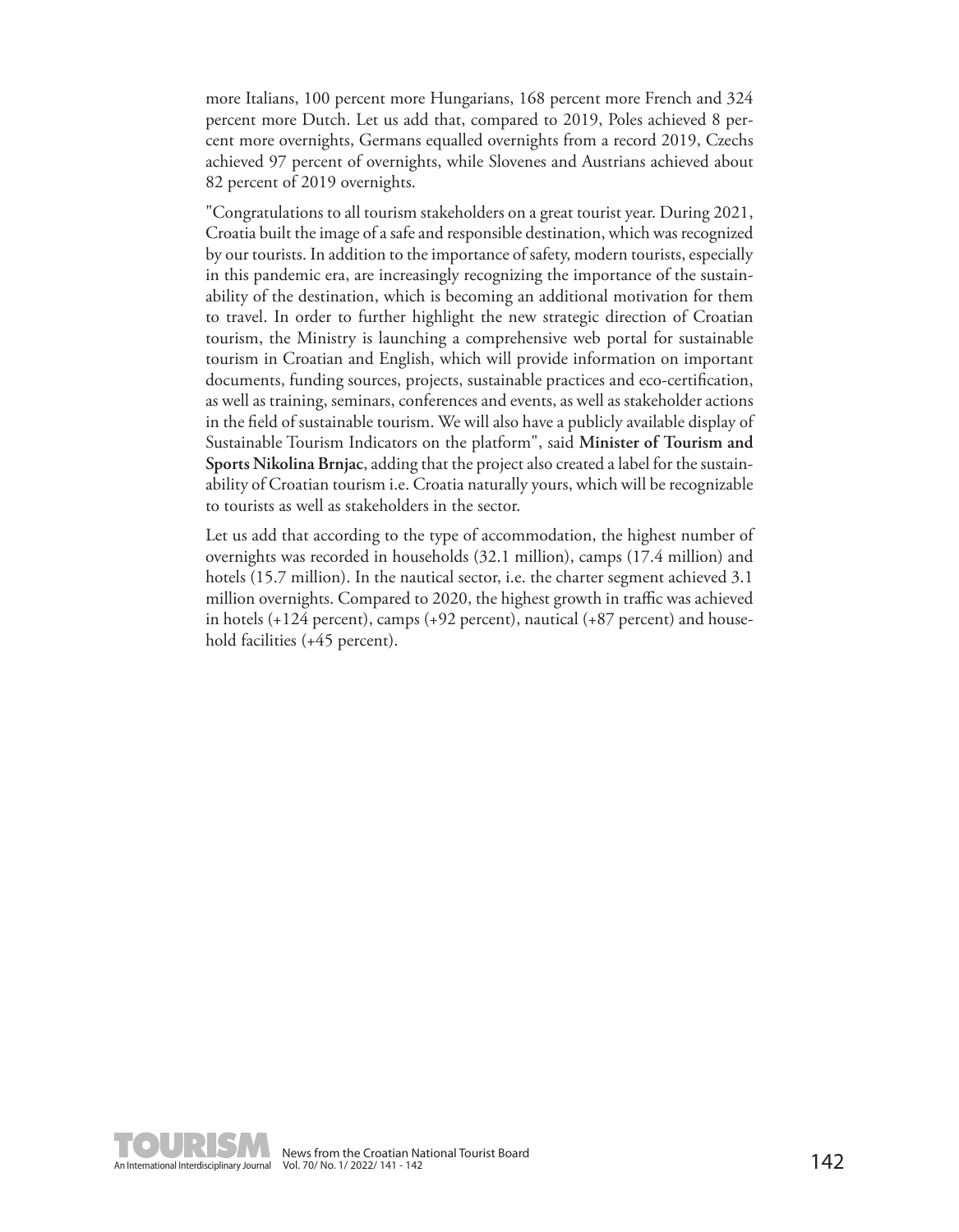more Italians, 100 percent more Hungarians, 168 percent more French and 324 percent more Dutch. Let us add that, compared to 2019, Poles achieved 8 percent more overnights, Germans equalled overnights from a record 2019, Czechs achieved 97 percent of overnights, while Slovenes and Austrians achieved about 82 percent of 2019 overnights.

"Congratulations to all tourism stakeholders on a great tourist year. During 2021, Croatia built the image of a safe and responsible destination, which was recognized by our tourists. In addition to the importance of safety, modern tourists, especially in this pandemic era, are increasingly recognizing the importance of the sustainability of the destination, which is becoming an additional motivation for them to travel. In order to further highlight the new strategic direction of Croatian tourism, the Ministry is launching a comprehensive web portal for sustainable tourism in Croatian and English, which will provide information on important documents, funding sources, projects, sustainable practices and eco-certification, as well as training, seminars, conferences and events, as well as stakeholder actions in the field of sustainable tourism. We will also have a publicly available display of Sustainable Tourism Indicators on the platform", said **Minister of Tourism and Sports Nikolina Brnjac**, adding that the project also created a label for the sustainability of Croatian tourism i.e. Croatia naturally yours, which will be recognizable to tourists as well as stakeholders in the sector.

Let us add that according to the type of accommodation, the highest number of overnights was recorded in households (32.1 million), camps (17.4 million) and hotels (15.7 million). In the nautical sector, i.e. the charter segment achieved 3.1 million overnights. Compared to 2020, the highest growth in traffic was achieved in hotels (+124 percent), camps (+92 percent), nautical (+87 percent) and household facilities (+45 percent).